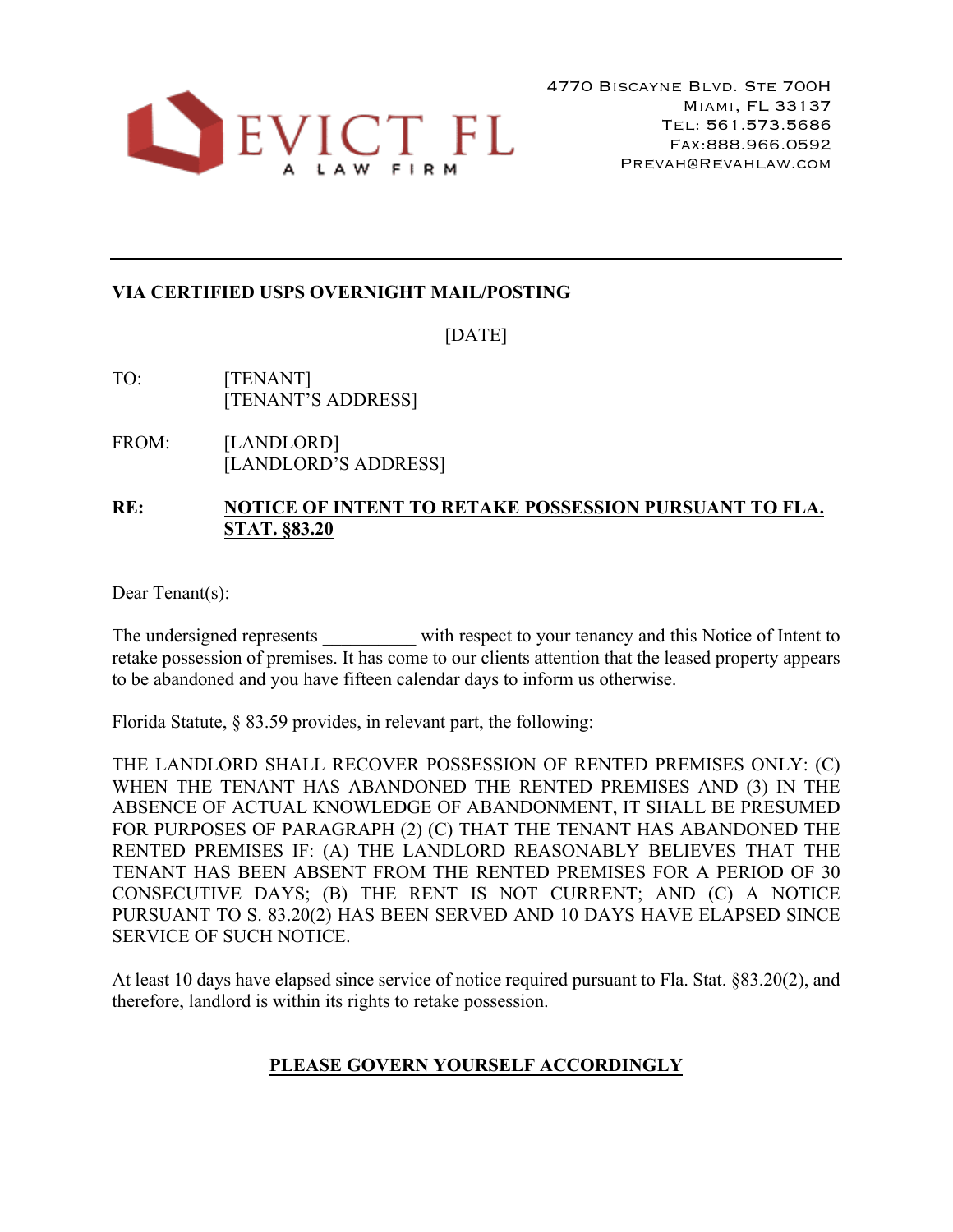EVICT FL
A LAW FIRM

4770 Biscayne Blvd. Ste 700H
Miami, FL 33137
Tel: 561.573.5686
Fax:888.966.0592
Prevah@Revahlaw.com

---

**VIA CERTIFIED USPS OVERNIGHT MAIL/POSTING**

[DATE]

TO: [TENANT]
[TENANT'S ADDRESS]

FROM: [LANDLORD]
[LANDLORD'S ADDRESS]

**RE: <u>NOTICE OF INTENT TO RETAKE POSSESSION PURSUANT TO FLA. STAT. §83.20</u>**

Dear Tenant(s):

The undersigned represents __________ with respect to your tenancy and this Notice of Intent to retake possession of premises. It has come to our clients attention that the leased property appears to be abandoned and you have fifteen calendar days to inform us otherwise.

Florida Statute, § 83.59 provides, in relevant part, the following:

THE LANDLORD SHALL RECOVER POSSESSION OF RENTED PREMISES ONLY: (C) WHEN THE TENANT HAS ABANDONED THE RENTED PREMISES AND (3) IN THE ABSENCE OF ACTUAL KNOWLEDGE OF ABANDONMENT, IT SHALL BE PRESUMED FOR PURPOSES OF PARAGRAPH (2) (C) THAT THE TENANT HAS ABANDONED THE RENTED PREMISES IF: (A) THE LANDLORD REASONABLY BELIEVES THAT THE TENANT HAS BEEN ABSENT FROM THE RENTED PREMISES FOR A PERIOD OF 30 CONSECUTIVE DAYS; (B) THE RENT IS NOT CURRENT; AND (C) A NOTICE PURSUANT TO S. 83.20(2) HAS BEEN SERVED AND 10 DAYS HAVE ELAPSED SINCE SERVICE OF SUCH NOTICE.

At least 10 days have elapsed since service of notice required pursuant to Fla. Stat. §83.20(2), and therefore, landlord is within its rights to retake possession.

**<u>PLEASE GOVERN YOURSELF ACCORDINGLY</u>**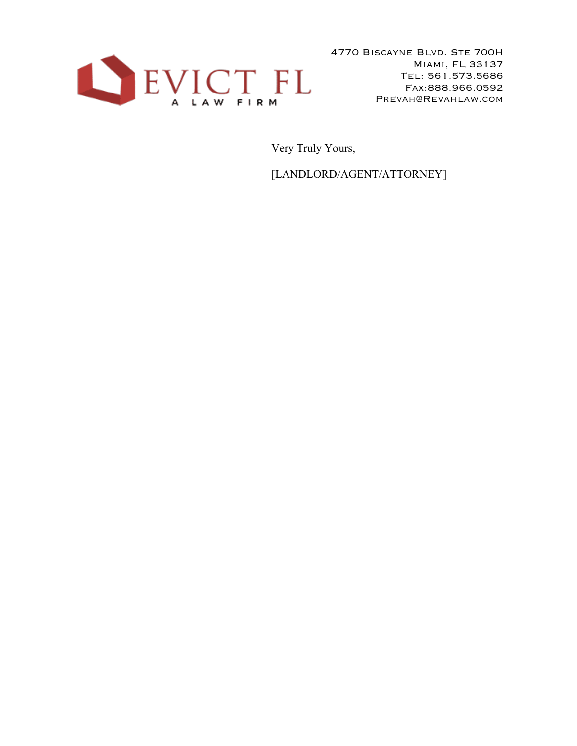# EVICT FL

A LAW FIRM

4770 Biscayne Blvd. Ste 700H
Miami, FL 33137
Tel: 561.573.5686
Fax:888.966.0592
Prevah@Revahlaw.com

Very Truly Yours,

[LANDLORD/AGENT/ATTORNEY]